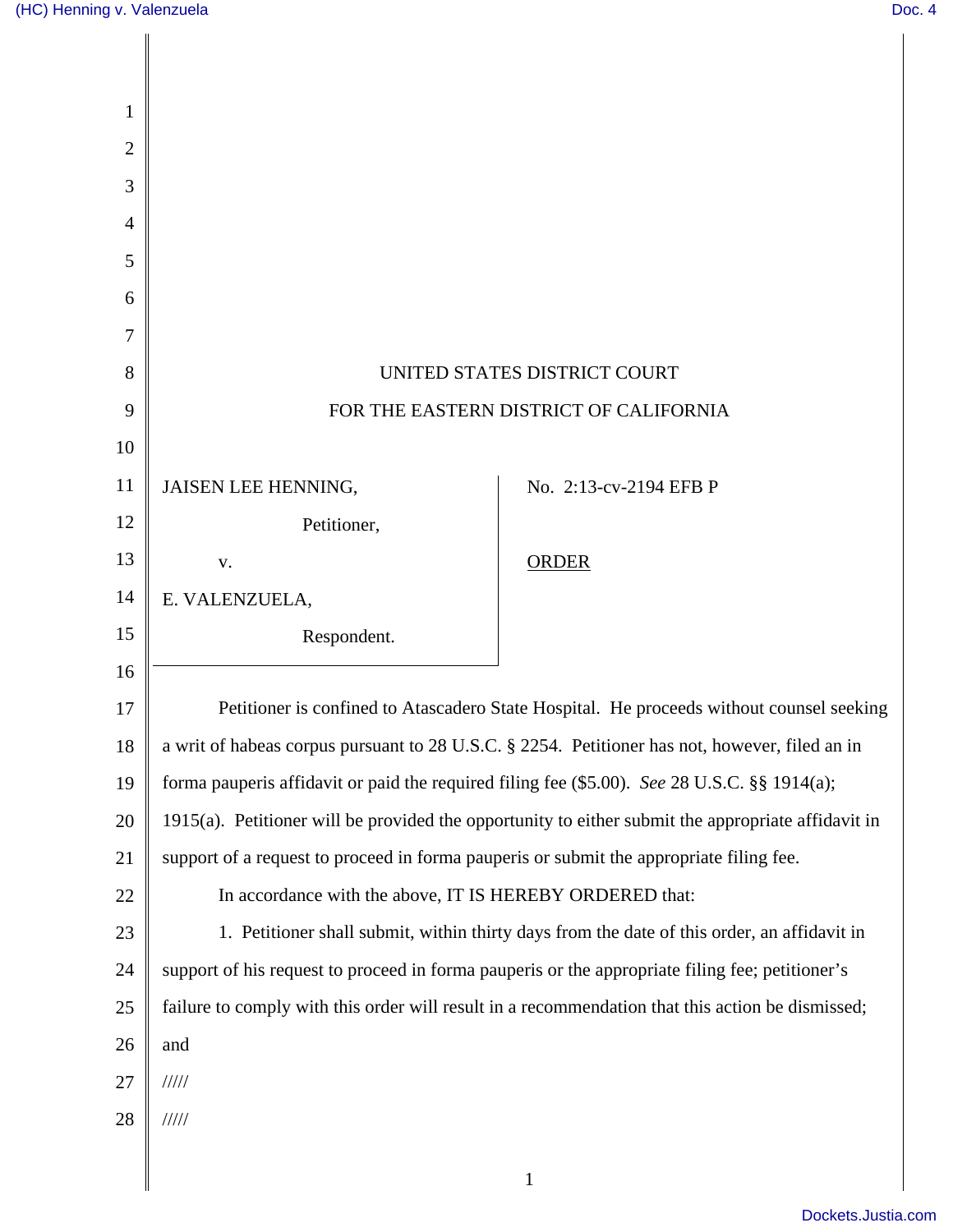UNITED STATES DISTRICT COURT

FOR THE EASTERN DISTRICT OF CALIFORNIA

JAISEN LEE HENNING,

Petitioner,

v.

E. VALENZUELA,

Respondent.

No. 2:13-cv-2194 EFB P

ORDER

Petitioner is confined to Atascadero State Hospital. He proceeds without counsel seeking a writ of habeas corpus pursuant to 28 U.S.C. § 2254. Petitioner has not, however, filed an in forma pauperis affidavit or paid the required filing fee ($5.00). *See* 28 U.S.C. §§ 1914(a); 1915(a). Petitioner will be provided the opportunity to either submit the appropriate affidavit in support of a request to proceed in forma pauperis or submit the appropriate filing fee.

In accordance with the above, IT IS HEREBY ORDERED that:

1. Petitioner shall submit, within thirty days from the date of this order, an affidavit in support of his request to proceed in forma pauperis or the appropriate filing fee; petitioner's failure to comply with this order will result in a recommendation that this action be dismissed; and

/////

/////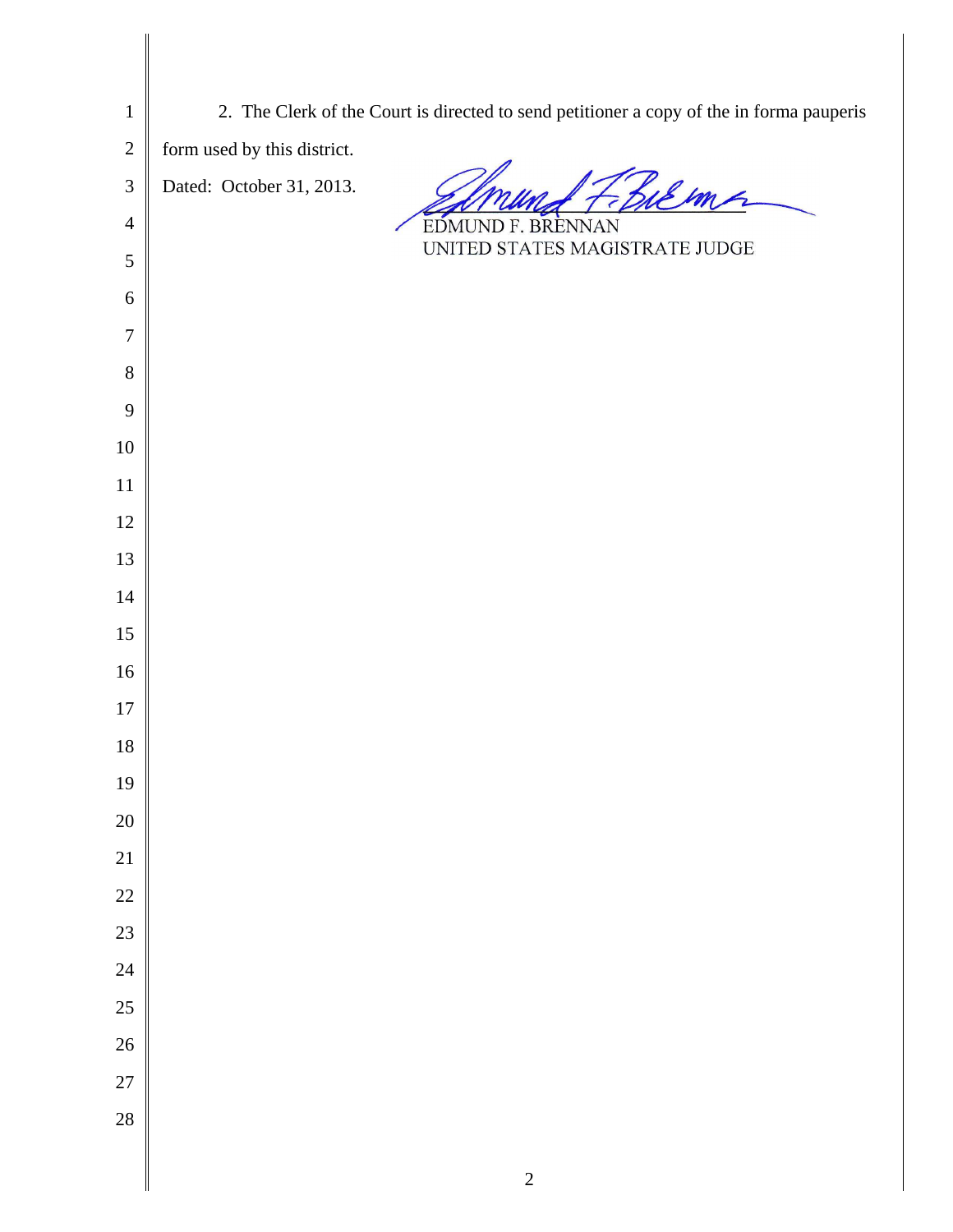2. The Clerk of the Court is directed to send petitioner a copy of the in forma pauperis form used by this district.

Dated: October 31, 2013.

EDMUND F. BRENNAN
UNITED STATES MAGISTRATE JUDGE